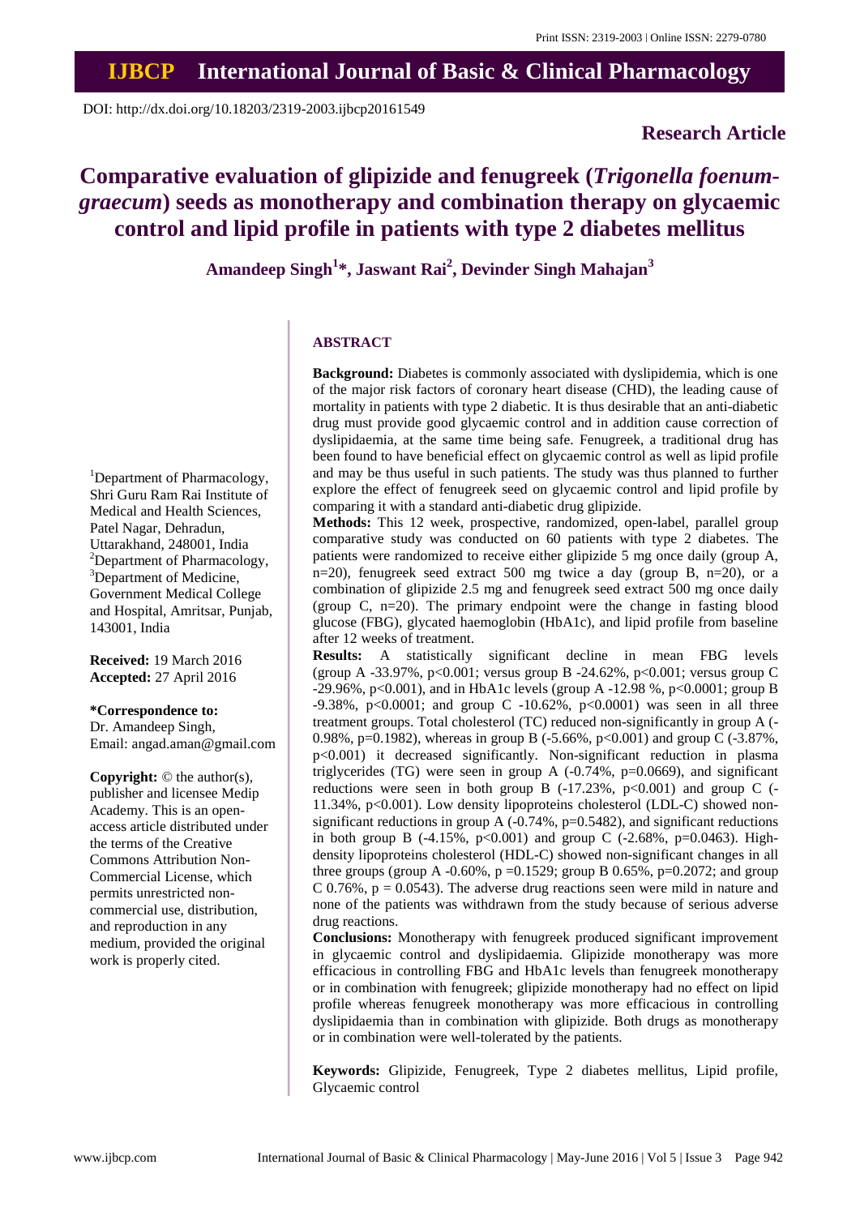DOI: http://dx.doi.org/10.18203/2319-2003.ijbcp20161549

**Research Article**

# Comparative evaluation of glipizide and fenugreek (*Trigonella foenum-graecum*) seeds as monotherapy and combination therapy on glycaemic control and lipid profile in patients with type 2 diabetes mellitus

**Amandeep Singh[1]\*, Jaswant Rai[2], Devinder Singh Mahajan[3]**

[1]Department of Pharmacology, Shri Guru Ram Rai Institute of Medical and Health Sciences, Patel Nagar, Dehradun, Uttarakhand, 248001, India
[2]Department of Pharmacology, [3]Department of Medicine, Government Medical College and Hospital, Amritsar, Punjab, 143001, India

**Received:** 19 March 2016
**Accepted:** 27 April 2016

**\*Correspondence to:**
Dr. Amandeep Singh,
Email: angad.aman@gmail.com

**Copyright:** © the author(s), publisher and licensee Medip Academy. This is an open-access article distributed under the terms of the Creative Commons Attribution Non-Commercial License, which permits unrestricted non-commercial use, distribution, and reproduction in any medium, provided the original work is properly cited.

## ABSTRACT

**Background:** Diabetes is commonly associated with dyslipidemia, which is one of the major risk factors of coronary heart disease (CHD), the leading cause of mortality in patients with type 2 diabetic. It is thus desirable that an anti-diabetic drug must provide good glycaemic control and in addition cause correction of dyslipidaemia, at the same time being safe. Fenugreek, a traditional drug has been found to have beneficial effect on glycaemic control as well as lipid profile and may be thus useful in such patients. The study was thus planned to further explore the effect of fenugreek seed on glycaemic control and lipid profile by comparing it with a standard anti-diabetic drug glipizide.

**Methods:** This 12 week, prospective, randomized, open-label, parallel group comparative study was conducted on 60 patients with type 2 diabetes. The patients were randomized to receive either glipizide 5 mg once daily (group A, n=20), fenugreek seed extract 500 mg twice a day (group B, n=20), or a combination of glipizide 2.5 mg and fenugreek seed extract 500 mg once daily (group C, n=20). The primary endpoint were the change in fasting blood glucose (FBG), glycated haemoglobin (HbA1c), and lipid profile from baseline after 12 weeks of treatment.

**Results:** A statistically significant decline in mean FBG levels (group A -33.97%, p<0.001; versus group B -24.62%, p<0.001; versus group C -29.96%, p<0.001), and in HbA1c levels (group A -12.98 %, p<0.0001; group B -9.38%, p<0.0001; and group C -10.62%, p<0.0001) was seen in all three treatment groups. Total cholesterol (TC) reduced non-significantly in group A (-0.98%, p=0.1982), whereas in group B (-5.66%, p<0.001) and group C (-3.87%, p<0.001) it decreased significantly. Non-significant reduction in plasma triglycerides (TG) were seen in group A (-0.74%, p=0.0669), and significant reductions were seen in both group B (-17.23%, p<0.001) and group C (-11.34%, p<0.001). Low density lipoproteins cholesterol (LDL-C) showed non-significant reductions in group A (-0.74%, p=0.5482), and significant reductions in both group B (-4.15%, p<0.001) and group C (-2.68%, p=0.0463). High-density lipoproteins cholesterol (HDL-C) showed non-significant changes in all three groups (group A -0.60%, p =0.1529; group B 0.65%, p=0.2072; and group C 0.76%, p = 0.0543). The adverse drug reactions seen were mild in nature and none of the patients was withdrawn from the study because of serious adverse drug reactions.

**Conclusions:** Monotherapy with fenugreek produced significant improvement in glycaemic control and dyslipidaemia. Glipizide monotherapy was more efficacious in controlling FBG and HbA1c levels than fenugreek monotherapy or in combination with fenugreek; glipizide monotherapy had no effect on lipid profile whereas fenugreek monotherapy was more efficacious in controlling dyslipidaemia than in combination with glipizide. Both drugs as monotherapy or in combination were well-tolerated by the patients.

**Keywords:** Glipizide, Fenugreek, Type 2 diabetes mellitus, Lipid profile, Glycaemic control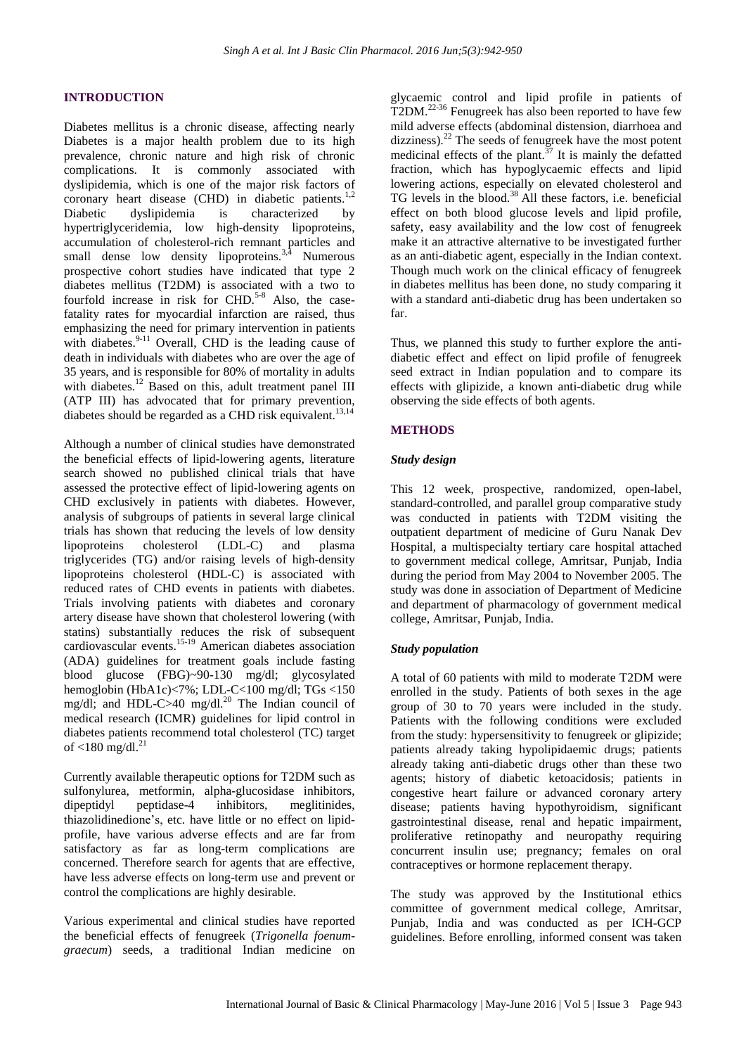## INTRODUCTION

Diabetes mellitus is a chronic disease, affecting nearly Diabetes is a major health problem due to its high prevalence, chronic nature and high risk of chronic complications. It is commonly associated with dyslipidemia, which is one of the major risk factors of coronary heart disease (CHD) in diabetic patients.[1,2] Diabetic dyslipidemia is characterized by hypertriglyceridemia, low high-density lipoproteins, accumulation of cholesterol-rich remnant particles and small dense low density lipoproteins.[3,4] Numerous prospective cohort studies have indicated that type 2 diabetes mellitus (T2DM) is associated with a two to fourfold increase in risk for CHD.[5-8] Also, the case-fatality rates for myocardial infarction are raised, thus emphasizing the need for primary intervention in patients with diabetes.[9-11] Overall, CHD is the leading cause of death in individuals with diabetes who are over the age of 35 years, and is responsible for 80% of mortality in adults with diabetes.[12] Based on this, adult treatment panel III (ATP III) has advocated that for primary prevention, diabetes should be regarded as a CHD risk equivalent.[13,14]

Although a number of clinical studies have demonstrated the beneficial effects of lipid-lowering agents, literature search showed no published clinical trials that have assessed the protective effect of lipid-lowering agents on CHD exclusively in patients with diabetes. However, analysis of subgroups of patients in several large clinical trials has shown that reducing the levels of low density lipoproteins cholesterol (LDL-C) and plasma triglycerides (TG) and/or raising levels of high-density lipoproteins cholesterol (HDL-C) is associated with reduced rates of CHD events in patients with diabetes. Trials involving patients with diabetes and coronary artery disease have shown that cholesterol lowering (with statins) substantially reduces the risk of subsequent cardiovascular events.[15-19] American diabetes association (ADA) guidelines for treatment goals include fasting blood glucose (FBG)~90-130 mg/dl; glycosylated hemoglobin (HbA1c)<7%; LDL-C<100 mg/dl; TGs <150 mg/dl; and HDL-C>40 mg/dl.[20] The Indian council of medical research (ICMR) guidelines for lipid control in diabetes patients recommend total cholesterol (TC) target of <180 mg/dl.[21]

Currently available therapeutic options for T2DM such as sulfonylurea, metformin, alpha-glucosidase inhibitors, dipeptidyl peptidase-4 inhibitors, meglitinides, thiazolidinedione's, etc. have little or no effect on lipid-profile, have various adverse effects and are far from satisfactory as far as long-term complications are concerned. Therefore search for agents that are effective, have less adverse effects on long-term use and prevent or control the complications are highly desirable.

Various experimental and clinical studies have reported the beneficial effects of fenugreek (*Trigonella foenum-graecum*) seeds, a traditional Indian medicine on glycaemic control and lipid profile in patients of T2DM.[22-36] Fenugreek has also been reported to have few mild adverse effects (abdominal distension, diarrhoea and dizziness).[22] The seeds of fenugreek have the most potent medicinal effects of the plant.[37] It is mainly the defatted fraction, which has hypoglycaemic effects and lipid lowering actions, especially on elevated cholesterol and TG levels in the blood.[38] All these factors, i.e. beneficial effect on both blood glucose levels and lipid profile, safety, easy availability and the low cost of fenugreek make it an attractive alternative to be investigated further as an anti-diabetic agent, especially in the Indian context. Though much work on the clinical efficacy of fenugreek in diabetes mellitus has been done, no study comparing it with a standard anti-diabetic drug has been undertaken so far.

Thus, we planned this study to further explore the anti-diabetic effect and effect on lipid profile of fenugreek seed extract in Indian population and to compare its effects with glipizide, a known anti-diabetic drug while observing the side effects of both agents.

## METHODS

### *Study design*

This 12 week, prospective, randomized, open-label, standard-controlled, and parallel group comparative study was conducted in patients with T2DM visiting the outpatient department of medicine of Guru Nanak Dev Hospital, a multispecialty tertiary care hospital attached to government medical college, Amritsar, Punjab, India during the period from May 2004 to November 2005. The study was done in association of Department of Medicine and department of pharmacology of government medical college, Amritsar, Punjab, India.

### *Study population*

A total of 60 patients with mild to moderate T2DM were enrolled in the study. Patients of both sexes in the age group of 30 to 70 years were included in the study. Patients with the following conditions were excluded from the study: hypersensitivity to fenugreek or glipizide; patients already taking hypolipidaemic drugs; patients already taking anti-diabetic drugs other than these two agents; history of diabetic ketoacidosis; patients in congestive heart failure or advanced coronary artery disease; patients having hypothyroidism, significant gastrointestinal disease, renal and hepatic impairment, proliferative retinopathy and neuropathy requiring concurrent insulin use; pregnancy; females on oral contraceptives or hormone replacement therapy.

The study was approved by the Institutional ethics committee of government medical college, Amritsar, Punjab, India and was conducted as per ICH-GCP guidelines. Before enrolling, informed consent was taken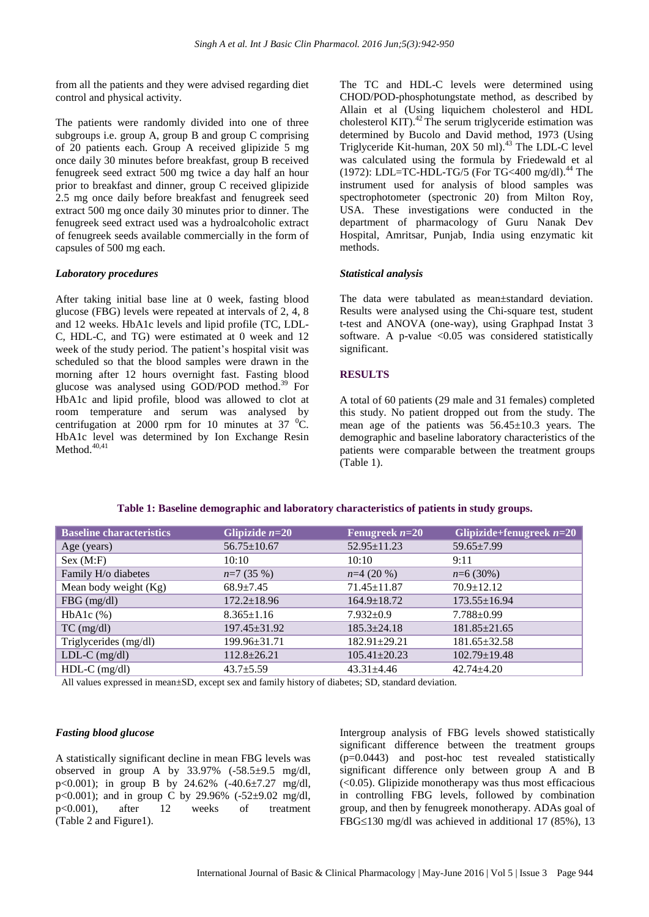from all the patients and they were advised regarding diet control and physical activity.

The patients were randomly divided into one of three subgroups i.e. group A, group B and group C comprising of 20 patients each. Group A received glipizide 5 mg once daily 30 minutes before breakfast, group B received fenugreek seed extract 500 mg twice a day half an hour prior to breakfast and dinner, group C received glipizide 2.5 mg once daily before breakfast and fenugreek seed extract 500 mg once daily 30 minutes prior to dinner. The fenugreek seed extract used was a hydroalcoholic extract of fenugreek seeds available commercially in the form of capsules of 500 mg each.

### *Laboratory procedures*

After taking initial base line at 0 week, fasting blood glucose (FBG) levels were repeated at intervals of 2, 4, 8 and 12 weeks. HbA1c levels and lipid profile (TC, LDL-C, HDL-C, and TG) were estimated at 0 week and 12 week of the study period. The patient's hospital visit was scheduled so that the blood samples were drawn in the morning after 12 hours overnight fast. Fasting blood glucose was analysed using GOD/POD method.[39] For HbA1c and lipid profile, blood was allowed to clot at room temperature and serum was analysed by centrifugation at 2000 rpm for 10 minutes at 37 $^{0}$C. HbA1c level was determined by Ion Exchange Resin Method.[40,41]

The TC and HDL-C levels were determined using CHOD/POD-phosphotungstate method, as described by Allain et al (Using liquichem cholesterol and HDL cholesterol KIT).[42] The serum triglyceride estimation was determined by Bucolo and David method, 1973 (Using Triglyceride Kit-human, 20X 50 ml).[43] The LDL-C level was calculated using the formula by Friedewald et al (1972): LDL=TC-HDL-TG/5 (For TG<400 mg/dl).[44] The instrument used for analysis of blood samples was spectrophotometer (spectronic 20) from Milton Roy, USA. These investigations were conducted in the department of pharmacology of Guru Nanak Dev Hospital, Amritsar, Punjab, India using enzymatic kit methods.

### *Statistical analysis*

The data were tabulated as mean±standard deviation. Results were analysed using the Chi-square test, student t-test and ANOVA (one-way), using Graphpad Instat 3 software. A p-value <0.05 was considered statistically significant.

## RESULTS

A total of 60 patients (29 male and 31 females) completed this study. No patient dropped out from the study. The mean age of the patients was 56.45±10.3 years. The demographic and baseline laboratory characteristics of the patients were comparable between the treatment groups (Table 1).

**Table 1: Baseline demographic and laboratory characteristics of patients in study groups.**

| Baseline characteristics | Glipizide *n*=20 | Fenugreek *n*=20 | Glipizide+fenugreek *n*=20 |
|---|---|---|---|
| Age (years) | 56.75±10.67 | 52.95±11.23 | 59.65±7.99 |
| Sex (M:F) | 10:10 | 10:10 | 9:11 |
| Family H/o diabetes | *n*=7 (35 %) | *n*=4 (20 %) | *n*=6 (30%) |
| Mean body weight (Kg) | 68.9±7.45 | 71.45±11.87 | 70.9±12.12 |
| FBG (mg/dl) | 172.2±18.96 | 164.9±18.72 | 173.55±16.94 |
| HbA1c (%) | 8.365±1.16 | 7.932±0.9 | 7.788±0.99 |
| TC (mg/dl) | 197.45±31.92 | 185.3±24.18 | 181.85±21.65 |
| Triglycerides (mg/dl) | 199.96±31.71 | 182.91±29.21 | 181.65±32.58 |
| LDL-C (mg/dl) | 112.8±26.21 | 105.41±20.23 | 102.79±19.48 |
| HDL-C (mg/dl) | 43.7±5.59 | 43.31±4.46 | 42.74±4.20 |

All values expressed in mean±SD, except sex and family history of diabetes; SD, standard deviation.

### *Fasting blood glucose*

A statistically significant decline in mean FBG levels was observed in group A by 33.97% (-58.5±9.5 mg/dl, p<0.001); in group B by 24.62% (-40.6±7.27 mg/dl, p<0.001); and in group C by 29.96% (-52±9.02 mg/dl, p<0.001), after 12 weeks of treatment (Table 2 and Figure1).

Intergroup analysis of FBG levels showed statistically significant difference between the treatment groups (p=0.0443) and post-hoc test revealed statistically significant difference only between group A and B (<0.05). Glipizide monotherapy was thus most efficacious in controlling FBG levels, followed by combination group, and then by fenugreek monotherapy. ADAs goal of FBG≤130 mg/dl was achieved in additional 17 (85%), 13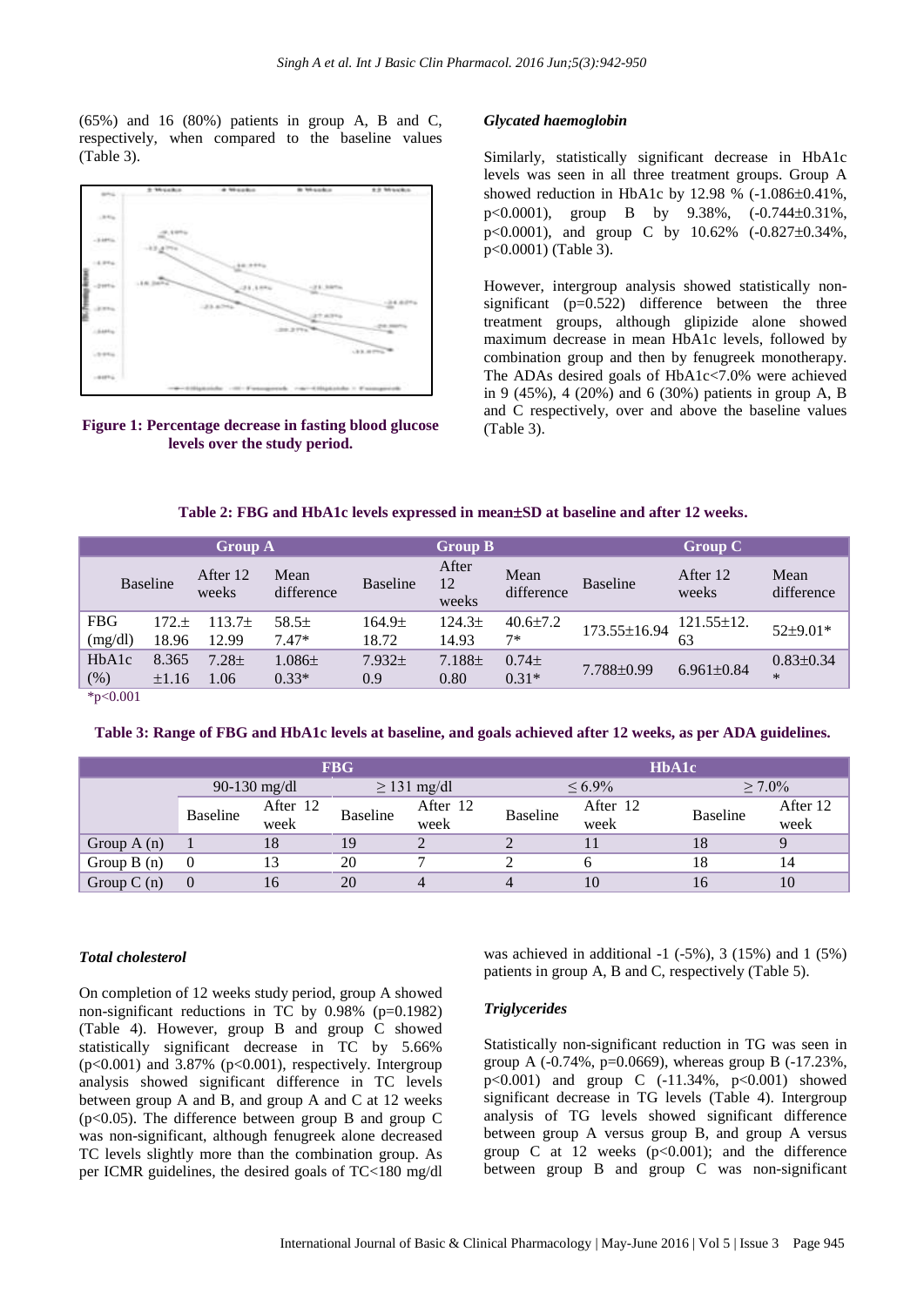(65%) and 16 (80%) patients in group A, B and C, respectively, when compared to the baseline values (Table 3).

**Figure 1: Percentage decrease in fasting blood glucose levels over the study period.**

#### *Glycated haemoglobin*

Similarly, statistically significant decrease in HbA1c levels was seen in all three treatment groups. Group A showed reduction in HbA1c by 12.98 % (-1.086±0.41%, p<0.0001), group B by 9.38%, (-0.744±0.31%, p<0.0001), and group C by 10.62% (-0.827±0.34%, p<0.0001) (Table 3).

However, intergroup analysis showed statistically non-significant (p=0.522) difference between the three treatment groups, although glipizide alone showed maximum decrease in mean HbA1c levels, followed by combination group and then by fenugreek monotherapy. The ADAs desired goals of HbA1c<7.0% were achieved in 9 (45%), 4 (20%) and 6 (30%) patients in group A, B and C respectively, over and above the baseline values (Table 3).

**Table 2: FBG and HbA1c levels expressed in mean±SD at baseline and after 12 weeks.**

| | Group A | | | Group B | | | Group C | | |
|---|---|---|---|---|---|---|---|---|---|
| | Baseline | After 12 weeks | Mean difference | Baseline | After 12 weeks | Mean difference | Baseline | After 12 weeks | Mean difference |
| FBG (mg/dl) | 172.± 18.96 | 113.7± 12.99 | 58.5± 7.47* | 164.9± 18.72 | 124.3± 14.93 | 40.6±7.2 7* | 173.55±16.94 | 121.55±12. 63 | 52±9.01* |
| HbA1c (%) | 8.365 ±1.16 | 7.28± 1.06 | 1.086± 0.33* | 7.932± 0.9 | 7.188± 0.80 | 0.74± 0.31* | 7.788±0.99 | 6.961±0.84 | 0.83±0.34 * |

*p<0.001

**Table 3: Range of FBG and HbA1c levels at baseline, and goals achieved after 12 weeks, as per ADA guidelines.**

| | FBG | | | | HbA1c | | | |
|---|---|---|---|---|---|---|---|---|
| | 90-130 mg/dl | | ≥ 131 mg/dl | | ≤ 6.9% | | ≥ 7.0% | |
| | Baseline | After 12 week | Baseline | After 12 week | Baseline | After 12 week | Baseline | After 12 week |
| Group A (n) | 1 | 18 | 19 | 2 | 2 | 11 | 18 | 9 |
| Group B (n) | 0 | 13 | 20 | 7 | 2 | 6 | 18 | 14 |
| Group C (n) | 0 | 16 | 20 | 4 | 4 | 10 | 16 | 10 |

#### *Total cholesterol*

On completion of 12 weeks study period, group A showed non-significant reductions in TC by 0.98% (p=0.1982) (Table 4). However, group B and group C showed statistically significant decrease in TC by 5.66% (p<0.001) and 3.87% (p<0.001), respectively. Intergroup analysis showed significant difference in TC levels between group A and B, and group A and C at 12 weeks (p<0.05). The difference between group B and group C was non-significant, although fenugreek alone decreased TC levels slightly more than the combination group. As per ICMR guidelines, the desired goals of TC<180 mg/dl was achieved in additional -1 (-5%), 3 (15%) and 1 (5%) patients in group A, B and C, respectively (Table 5).

#### *Triglycerides*

Statistically non-significant reduction in TG was seen in group A (-0.74%, p=0.0669), whereas group B (-17.23%, p<0.001) and group C (-11.34%, p<0.001) showed significant decrease in TG levels (Table 4). Intergroup analysis of TG levels showed significant difference between group A versus group B, and group A versus group C at 12 weeks (p<0.001); and the difference between group B and group C was non-significant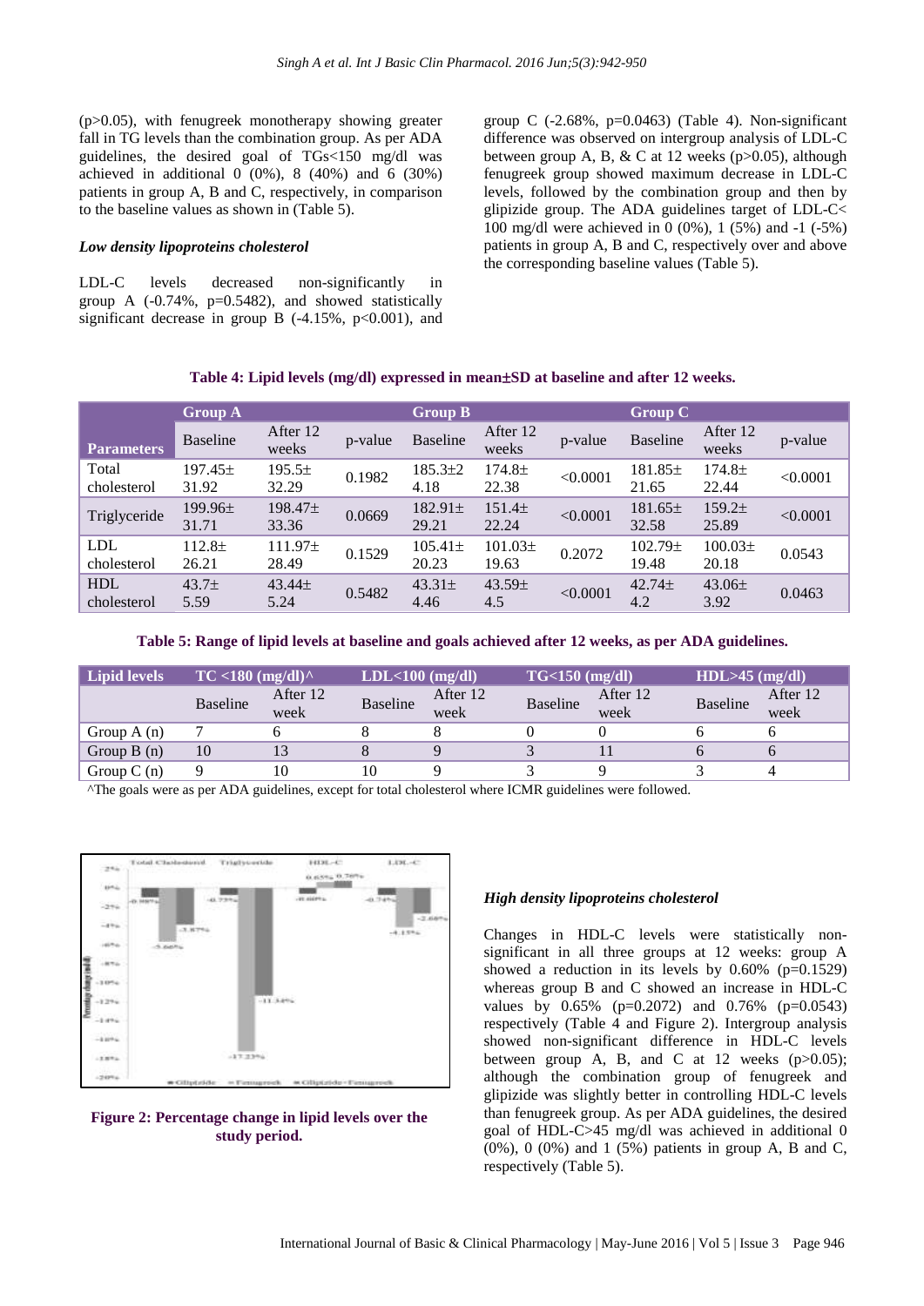(p>0.05), with fenugreek monotherapy showing greater fall in TG levels than the combination group. As per ADA guidelines, the desired goal of TGs<150 mg/dl was achieved in additional 0 (0%), 8 (40%) and 6 (30%) patients in group A, B and C, respectively, in comparison to the baseline values as shown in (Table 5).

### *Low density lipoproteins cholesterol*

LDL-C levels decreased non-significantly in group A (-0.74%, p=0.5482), and showed statistically significant decrease in group B (-4.15%, p<0.001), and group C (-2.68%, p=0.0463) (Table 4). Non-significant difference was observed on intergroup analysis of LDL-C between group A, B, & C at 12 weeks (p>0.05), although fenugreek group showed maximum decrease in LDL-C levels, followed by the combination group and then by glipizide group. The ADA guidelines target of LDL-C< 100 mg/dl were achieved in 0 (0%), 1 (5%) and -1 (-5%) patients in group A, B and C, respectively over and above the corresponding baseline values (Table 5).

**Table 4: Lipid levels (mg/dl) expressed in mean±SD at baseline and after 12 weeks.**

| Parameters | Group A | | | Group B | | | Group C | | |
|---|---|---|---|---|---|---|---|---|---|
| | Baseline | After 12 weeks | p-value | Baseline | After 12 weeks | p-value | Baseline | After 12 weeks | p-value |
| Total cholesterol | 197.45± 31.92 | 195.5± 32.29 | 0.1982 | 185.3±2 4.18 | 174.8± 22.38 | <0.0001 | 181.85± 21.65 | 174.8± 22.44 | <0.0001 |
| Triglyceride | 199.96± 31.71 | 198.47± 33.36 | 0.0669 | 182.91± 29.21 | 151.4± 22.24 | <0.0001 | 181.65± 32.58 | 159.2± 25.89 | <0.0001 |
| LDL cholesterol | 112.8± 26.21 | 111.97± 28.49 | 0.1529 | 105.41± 20.23 | 101.03± 19.63 | 0.2072 | 102.79± 19.48 | 100.03± 20.18 | 0.0543 |
| HDL cholesterol | 43.7± 5.59 | 43.44± 5.24 | 0.5482 | 43.31± 4.46 | 43.59± 4.5 | <0.0001 | 42.74± 4.2 | 43.06± 3.92 | 0.0463 |

**Table 5: Range of lipid levels at baseline and goals achieved after 12 weeks, as per ADA guidelines.**

| Lipid levels | TC <180 (mg/dl)^ | | LDL<100 (mg/dl) | | TG<150 (mg/dl) | | HDL>45 (mg/dl) | |
|---|---|---|---|---|---|---|---|---|
| | Baseline | After 12 week | Baseline | After 12 week | Baseline | After 12 week | Baseline | After 12 week |
| Group A (n) | 7 | 6 | 8 | 8 | 0 | 0 | 6 | 6 |
| Group B (n) | 10 | 13 | 8 | 9 | 3 | 11 | 6 | 6 |
| Group C (n) | 9 | 10 | 10 | 9 | 3 | 9 | 3 | 4 |

^The goals were as per ADA guidelines, except for total cholesterol where ICMR guidelines were followed.

**Figure 2: Percentage change in lipid levels over the study period.**

### *High density lipoproteins cholesterol*

Changes in HDL-C levels were statistically non-significant in all three groups at 12 weeks: group A showed a reduction in its levels by 0.60% (p=0.1529) whereas group B and C showed an increase in HDL-C values by 0.65% (p=0.2072) and 0.76% (p=0.0543) respectively (Table 4 and Figure 2). Intergroup analysis showed non-significant difference in HDL-C levels between group A, B, and C at 12 weeks (p>0.05); although the combination group of fenugreek and glipizide was slightly better in controlling HDL-C levels than fenugreek group. As per ADA guidelines, the desired goal of HDL-C>45 mg/dl was achieved in additional 0 (0%), 0 (0%) and 1 (5%) patients in group A, B and C, respectively (Table 5).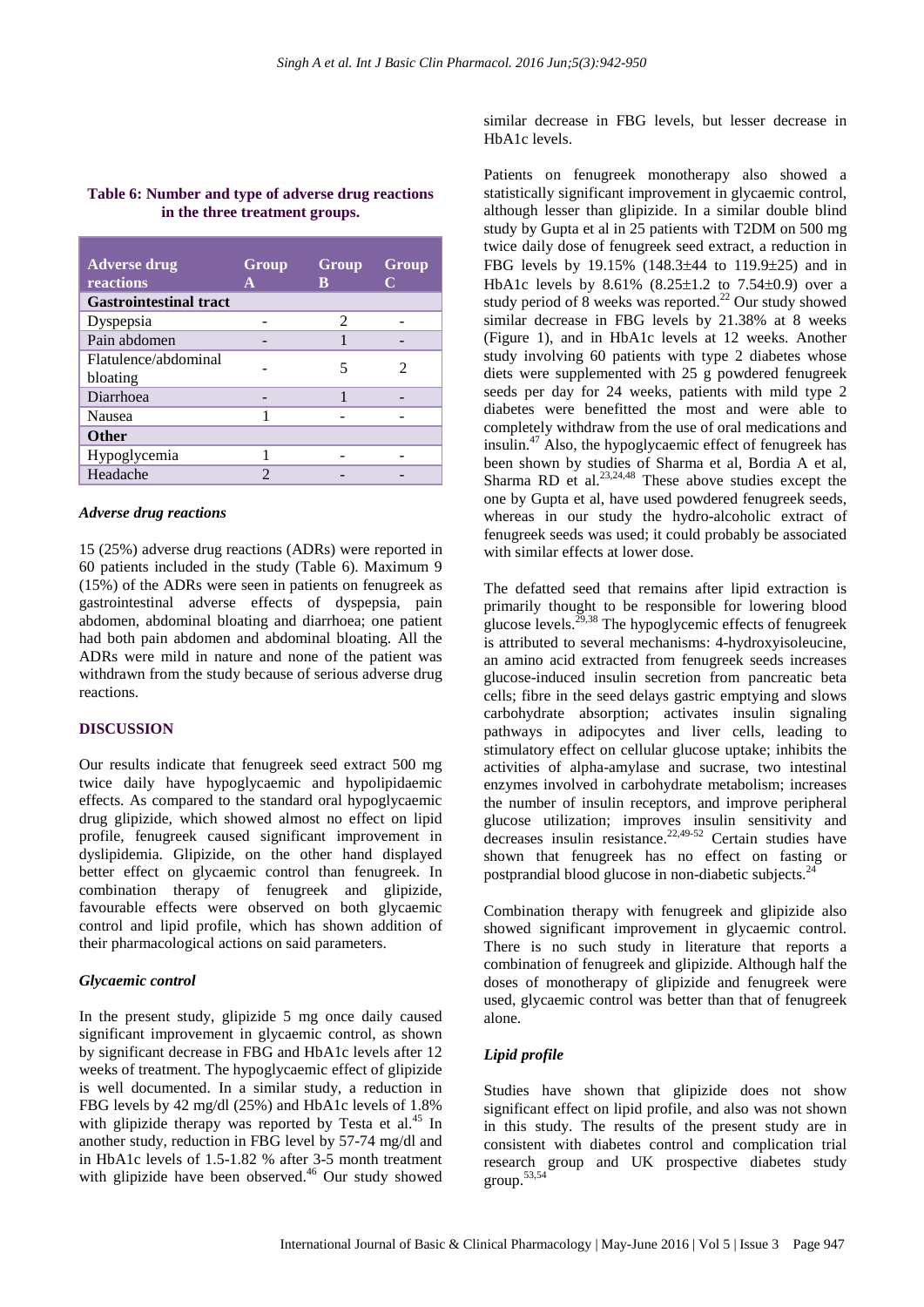**Table 6: Number and type of adverse drug reactions in the three treatment groups.**

| Adverse drug reactions | Group A | Group B | Group C |
| --- | --- | --- | --- |
| **Gastrointestinal tract** | | | |
| Dyspepsia | - | 2 | - |
| Pain abdomen | - | 1 | - |
| Flatulence/abdominal bloating | - | 5 | 2 |
| Diarrhoea | - | 1 | - |
| Nausea | 1 | - | - |
| **Other** | | | |
| Hypoglycemia | 1 | - | - |
| Headache | 2 | - | - |

### *Adverse drug reactions*

15 (25%) adverse drug reactions (ADRs) were reported in 60 patients included in the study (Table 6). Maximum 9 (15%) of the ADRs were seen in patients on fenugreek as gastrointestinal adverse effects of dyspepsia, pain abdomen, abdominal bloating and diarrhoea; one patient had both pain abdomen and abdominal bloating. All the ADRs were mild in nature and none of the patient was withdrawn from the study because of serious adverse drug reactions.

## DISCUSSION

Our results indicate that fenugreek seed extract 500 mg twice daily have hypoglycaemic and hypolipidaemic effects. As compared to the standard oral hypoglycaemic drug glipizide, which showed almost no effect on lipid profile, fenugreek caused significant improvement in dyslipidemia. Glipizide, on the other hand displayed better effect on glycaemic control than fenugreek. In combination therapy of fenugreek and glipizide, favourable effects were observed on both glycaemic control and lipid profile, which has shown addition of their pharmacological actions on said parameters.

### *Glycaemic control*

In the present study, glipizide 5 mg once daily caused significant improvement in glycaemic control, as shown by significant decrease in FBG and HbA1c levels after 12 weeks of treatment. The hypoglycaemic effect of glipizide is well documented. In a similar study, a reduction in FBG levels by 42 mg/dl (25%) and HbA1c levels of 1.8% with glipizide therapy was reported by Testa et al.[45] In another study, reduction in FBG level by 57-74 mg/dl and in HbA1c levels of 1.5-1.82 % after 3-5 month treatment with glipizide have been observed.[46] Our study showed similar decrease in FBG levels, but lesser decrease in HbA1c levels.

Patients on fenugreek monotherapy also showed a statistically significant improvement in glycaemic control, although lesser than glipizide. In a similar double blind study by Gupta et al in 25 patients with T2DM on 500 mg twice daily dose of fenugreek seed extract, a reduction in FBG levels by 19.15% (148.3±44 to 119.9±25) and in HbA1c levels by 8.61% (8.25±1.2 to 7.54±0.9) over a study period of 8 weeks was reported.[22] Our study showed similar decrease in FBG levels by 21.38% at 8 weeks (Figure 1), and in HbA1c levels at 12 weeks. Another study involving 60 patients with type 2 diabetes whose diets were supplemented with 25 g powdered fenugreek seeds per day for 24 weeks, patients with mild type 2 diabetes were benefitted the most and were able to completely withdraw from the use of oral medications and insulin.[47] Also, the hypoglycaemic effect of fenugreek has been shown by studies of Sharma et al, Bordia A et al, Sharma RD et al.[23,24,48] These above studies except the one by Gupta et al, have used powdered fenugreek seeds, whereas in our study the hydro-alcoholic extract of fenugreek seeds was used; it could probably be associated with similar effects at lower dose.

The defatted seed that remains after lipid extraction is primarily thought to be responsible for lowering blood glucose levels.[29,38] The hypoglycemic effects of fenugreek is attributed to several mechanisms: 4-hydroxyisoleucine, an amino acid extracted from fenugreek seeds increases glucose-induced insulin secretion from pancreatic beta cells; fibre in the seed delays gastric emptying and slows carbohydrate absorption; activates insulin signaling pathways in adipocytes and liver cells, leading to stimulatory effect on cellular glucose uptake; inhibits the activities of alpha-amylase and sucrase, two intestinal enzymes involved in carbohydrate metabolism; increases the number of insulin receptors, and improve peripheral glucose utilization; improves insulin sensitivity and decreases insulin resistance.[22,49-52] Certain studies have shown that fenugreek has no effect on fasting or postprandial blood glucose in non-diabetic subjects.[24]

Combination therapy with fenugreek and glipizide also showed significant improvement in glycaemic control. There is no such study in literature that reports a combination of fenugreek and glipizide. Although half the doses of monotherapy of glipizide and fenugreek were used, glycaemic control was better than that of fenugreek alone.

### *Lipid profile*

Studies have shown that glipizide does not show significant effect on lipid profile, and also was not shown in this study. The results of the present study are in consistent with diabetes control and complication trial research group and UK prospective diabetes study group.[53,54]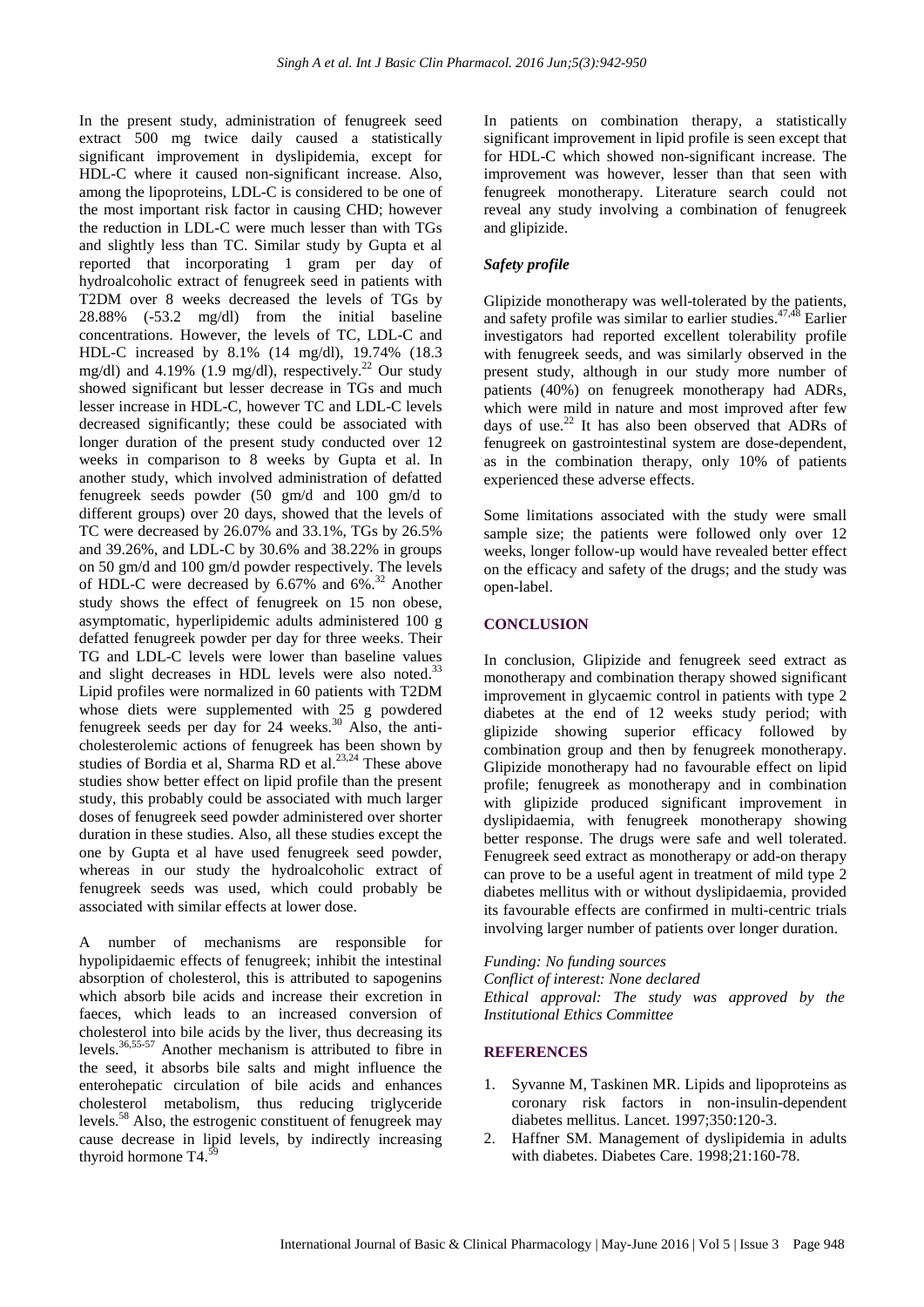In the present study, administration of fenugreek seed extract 500 mg twice daily caused a statistically significant improvement in dyslipidemia, except for HDL-C where it caused non-significant increase. Also, among the lipoproteins, LDL-C is considered to be one of the most important risk factor in causing CHD; however the reduction in LDL-C were much lesser than with TGs and slightly less than TC. Similar study by Gupta et al reported that incorporating 1 gram per day of hydroalcoholic extract of fenugreek seed in patients with T2DM over 8 weeks decreased the levels of TGs by 28.88% (-53.2 mg/dl) from the initial baseline concentrations. However, the levels of TC, LDL-C and HDL-C increased by 8.1% (14 mg/dl), 19.74% (18.3 mg/dl) and 4.19% (1.9 mg/dl), respectively.[22] Our study showed significant but lesser decrease in TGs and much lesser increase in HDL-C, however TC and LDL-C levels decreased significantly; these could be associated with longer duration of the present study conducted over 12 weeks in comparison to 8 weeks by Gupta et al. In another study, which involved administration of defatted fenugreek seeds powder (50 gm/d and 100 gm/d to different groups) over 20 days, showed that the levels of TC were decreased by 26.07% and 33.1%, TGs by 26.5% and 39.26%, and LDL-C by 30.6% and 38.22% in groups on 50 gm/d and 100 gm/d powder respectively. The levels of HDL-C were decreased by 6.67% and 6%.[32] Another study shows the effect of fenugreek on 15 non obese, asymptomatic, hyperlipidemic adults administered 100 g defatted fenugreek powder per day for three weeks. Their TG and LDL-C levels were lower than baseline values and slight decreases in HDL levels were also noted.[33] Lipid profiles were normalized in 60 patients with T2DM whose diets were supplemented with 25 g powdered fenugreek seeds per day for 24 weeks.[30] Also, the anti-cholesterolemic actions of fenugreek has been shown by studies of Bordia et al, Sharma RD et al.[23,24] These above studies show better effect on lipid profile than the present study, this probably could be associated with much larger doses of fenugreek seed powder administered over shorter duration in these studies. Also, all these studies except the one by Gupta et al have used fenugreek seed powder, whereas in our study the hydroalcoholic extract of fenugreek seeds was used, which could probably be associated with similar effects at lower dose.

A number of mechanisms are responsible for hypolipidaemic effects of fenugreek; inhibit the intestinal absorption of cholesterol, this is attributed to sapogenins which absorb bile acids and increase their excretion in faeces, which leads to an increased conversion of cholesterol into bile acids by the liver, thus decreasing its levels.[36,55-57] Another mechanism is attributed to fibre in the seed, it absorbs bile salts and might influence the enterohepatic circulation of bile acids and enhances cholesterol metabolism, thus reducing triglyceride levels.[58] Also, the estrogenic constituent of fenugreek may cause decrease in lipid levels, by indirectly increasing thyroid hormone T4.[59]

In patients on combination therapy, a statistically significant improvement in lipid profile is seen except that for HDL-C which showed non-significant increase. The improvement was however, lesser than that seen with fenugreek monotherapy. Literature search could not reveal any study involving a combination of fenugreek and glipizide.

### *Safety profile*

Glipizide monotherapy was well-tolerated by the patients, and safety profile was similar to earlier studies.[47,48] Earlier investigators had reported excellent tolerability profile with fenugreek seeds, and was similarly observed in the present study, although in our study more number of patients (40%) on fenugreek monotherapy had ADRs, which were mild in nature and most improved after few days of use.[22] It has also been observed that ADRs of fenugreek on gastrointestinal system are dose-dependent, as in the combination therapy, only 10% of patients experienced these adverse effects.

Some limitations associated with the study were small sample size; the patients were followed only over 12 weeks, longer follow-up would have revealed better effect on the efficacy and safety of the drugs; and the study was open-label.

## CONCLUSION

In conclusion, Glipizide and fenugreek seed extract as monotherapy and combination therapy showed significant improvement in glycaemic control in patients with type 2 diabetes at the end of 12 weeks study period; with glipizide showing superior efficacy followed by combination group and then by fenugreek monotherapy. Glipizide monotherapy had no favourable effect on lipid profile; fenugreek as monotherapy and in combination with glipizide produced significant improvement in dyslipidaemia, with fenugreek monotherapy showing better response. The drugs were safe and well tolerated. Fenugreek seed extract as monotherapy or add-on therapy can prove to be a useful agent in treatment of mild type 2 diabetes mellitus with or without dyslipidaemia, provided its favourable effects are confirmed in multi-centric trials involving larger number of patients over longer duration.

*Funding: No funding sources*
*Conflict of interest: None declared*
*Ethical approval: The study was approved by the Institutional Ethics Committee*

## REFERENCES

1. Syvanne M, Taskinen MR. Lipids and lipoproteins as coronary risk factors in non-insulin-dependent diabetes mellitus. Lancet. 1997;350:120-3.
2. Haffner SM. Management of dyslipidemia in adults with diabetes. Diabetes Care. 1998;21:160-78.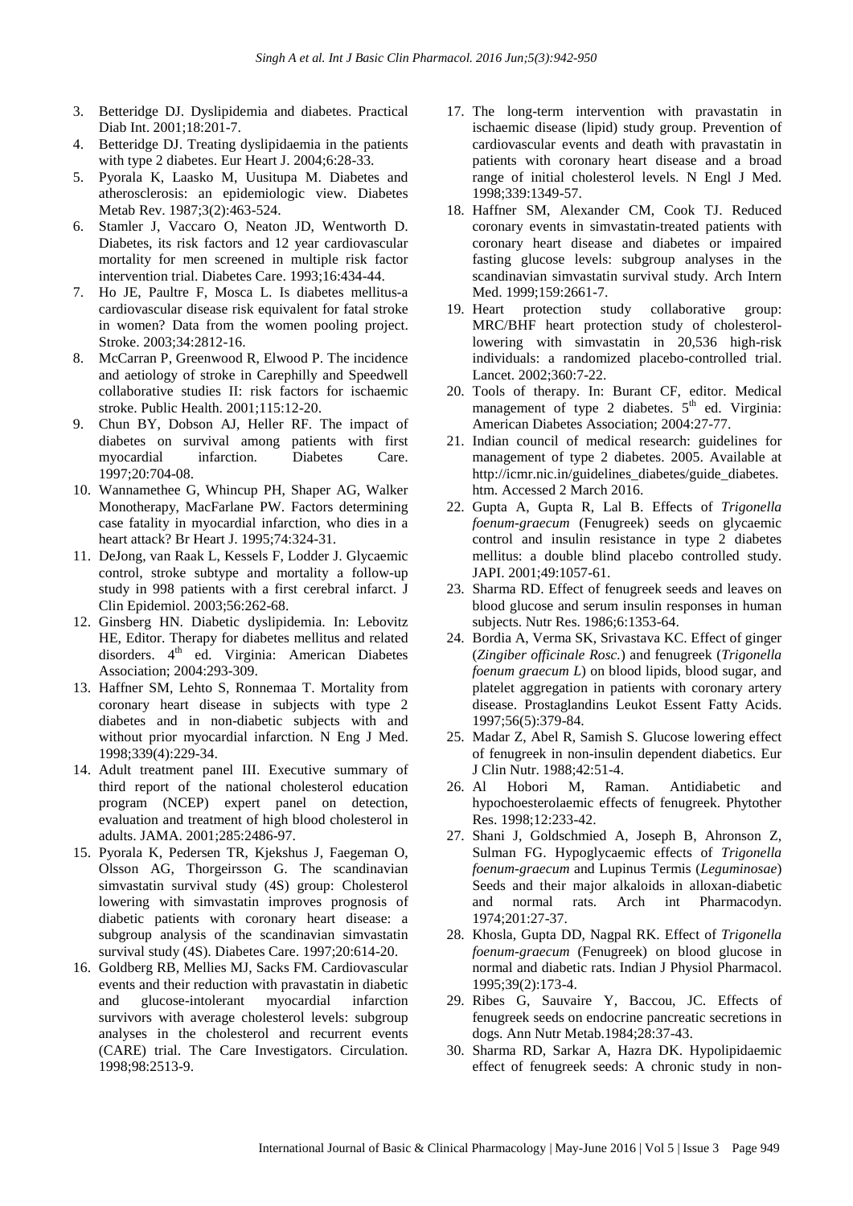3. Betteridge DJ. Dyslipidemia and diabetes. Practical Diab Int. 2001;18:201-7.
4. Betteridge DJ. Treating dyslipidaemia in the patients with type 2 diabetes. Eur Heart J. 2004;6:28-33.
5. Pyorala K, Laasko M, Uusitupa M. Diabetes and atherosclerosis: an epidemiologic view. Diabetes Metab Rev. 1987;3(2):463-524.
6. Stamler J, Vaccaro O, Neaton JD, Wentworth D. Diabetes, its risk factors and 12 year cardiovascular mortality for men screened in multiple risk factor intervention trial. Diabetes Care. 1993;16:434-44.
7. Ho JE, Paultre F, Mosca L. Is diabetes mellitus-a cardiovascular disease risk equivalent for fatal stroke in women? Data from the women pooling project. Stroke. 2003;34:2812-16.
8. McCarran P, Greenwood R, Elwood P. The incidence and aetiology of stroke in Carephilly and Speedwell collaborative studies II: risk factors for ischaemic stroke. Public Health. 2001;115:12-20.
9. Chun BY, Dobson AJ, Heller RF. The impact of diabetes on survival among patients with first myocardial infarction. Diabetes Care. 1997;20:704-08.
10. Wannamethee G, Whincup PH, Shaper AG, Walker Monotherapy, MacFarlane PW. Factors determining case fatality in myocardial infarction, who dies in a heart attack? Br Heart J. 1995;74:324-31.
11. DeJong, van Raak L, Kessels F, Lodder J. Glycaemic control, stroke subtype and mortality a follow-up study in 998 patients with a first cerebral infarct. J Clin Epidemiol. 2003;56:262-68.
12. Ginsberg HN. Diabetic dyslipidemia. In: Lebovitz HE, Editor. Therapy for diabetes mellitus and related disorders. 4th ed. Virginia: American Diabetes Association; 2004:293-309.
13. Haffner SM, Lehto S, Ronnemaa T. Mortality from coronary heart disease in subjects with type 2 diabetes and in non-diabetic subjects with and without prior myocardial infarction. N Eng J Med. 1998;339(4):229-34.
14. Adult treatment panel III. Executive summary of third report of the national cholesterol education program (NCEP) expert panel on detection, evaluation and treatment of high blood cholesterol in adults. JAMA. 2001;285:2486-97.
15. Pyorala K, Pedersen TR, Kjekshus J, Faegeman O, Olsson AG, Thorgeirsson G. The scandinavian simvastatin survival study (4S) group: Cholesterol lowering with simvastatin improves prognosis of diabetic patients with coronary heart disease: a subgroup analysis of the scandinavian simvastatin survival study (4S). Diabetes Care. 1997;20:614-20.
16. Goldberg RB, Mellies MJ, Sacks FM. Cardiovascular events and their reduction with pravastatin in diabetic and glucose-intolerant myocardial infarction survivors with average cholesterol levels: subgroup analyses in the cholesterol and recurrent events (CARE) trial. The Care Investigators. Circulation. 1998;98:2513-9.
17. The long-term intervention with pravastatin in ischaemic disease (lipid) study group. Prevention of cardiovascular events and death with pravastatin in patients with coronary heart disease and a broad range of initial cholesterol levels. N Engl J Med. 1998;339:1349-57.
18. Haffner SM, Alexander CM, Cook TJ. Reduced coronary events in simvastatin-treated patients with coronary heart disease and diabetes or impaired fasting glucose levels: subgroup analyses in the scandinavian simvastatin survival study. Arch Intern Med. 1999;159:2661-7.
19. Heart protection study collaborative group: MRC/BHF heart protection study of cholesterol-lowering with simvastatin in 20,536 high-risk individuals: a randomized placebo-controlled trial. Lancet. 2002;360:7-22.
20. Tools of therapy. In: Burant CF, editor. Medical management of type 2 diabetes. 5th ed. Virginia: American Diabetes Association; 2004:27-77.
21. Indian council of medical research: guidelines for management of type 2 diabetes. 2005. Available at http://icmr.nic.in/guidelines_diabetes/guide_diabetes.htm. Accessed 2 March 2016.
22. Gupta A, Gupta R, Lal B. Effects of *Trigonella foenum-graecum* (Fenugreek) seeds on glycaemic control and insulin resistance in type 2 diabetes mellitus: a double blind placebo controlled study. JAPI. 2001;49:1057-61.
23. Sharma RD. Effect of fenugreek seeds and leaves on blood glucose and serum insulin responses in human subjects. Nutr Res. 1986;6:1353-64.
24. Bordia A, Verma SK, Srivastava KC. Effect of ginger (*Zingiber officinale Rosc.*) and fenugreek (*Trigonella foenum graecum L*) on blood lipids, blood sugar, and platelet aggregation in patients with coronary artery disease. Prostaglandins Leukot Essent Fatty Acids. 1997;56(5):379-84.
25. Madar Z, Abel R, Samish S. Glucose lowering effect of fenugreek in non-insulin dependent diabetics. Eur J Clin Nutr. 1988;42:51-4.
26. Al Hobori M, Raman. Antidiabetic and hypochoesterolaemic effects of fenugreek. Phytother Res. 1998;12:233-42.
27. Shani J, Goldschmied A, Joseph B, Ahronson Z, Sulman FG. Hypoglycaemic effects of *Trigonella foenum-graecum* and Lupinus Termis (*Leguminosae*) Seeds and their major alkaloids in alloxan-diabetic and normal rats. Arch int Pharmacodyn. 1974;201:27-37.
28. Khosla, Gupta DD, Nagpal RK. Effect of *Trigonella foenum-graecum* (Fenugreek) on blood glucose in normal and diabetic rats. Indian J Physiol Pharmacol. 1995;39(2):173-4.
29. Ribes G, Sauvaire Y, Baccou, JC. Effects of fenugreek seeds on endocrine pancreatic secretions in dogs. Ann Nutr Metab.1984;28:37-43.
30. Sharma RD, Sarkar A, Hazra DK. Hypolipidaemic effect of fenugreek seeds: A chronic study in non-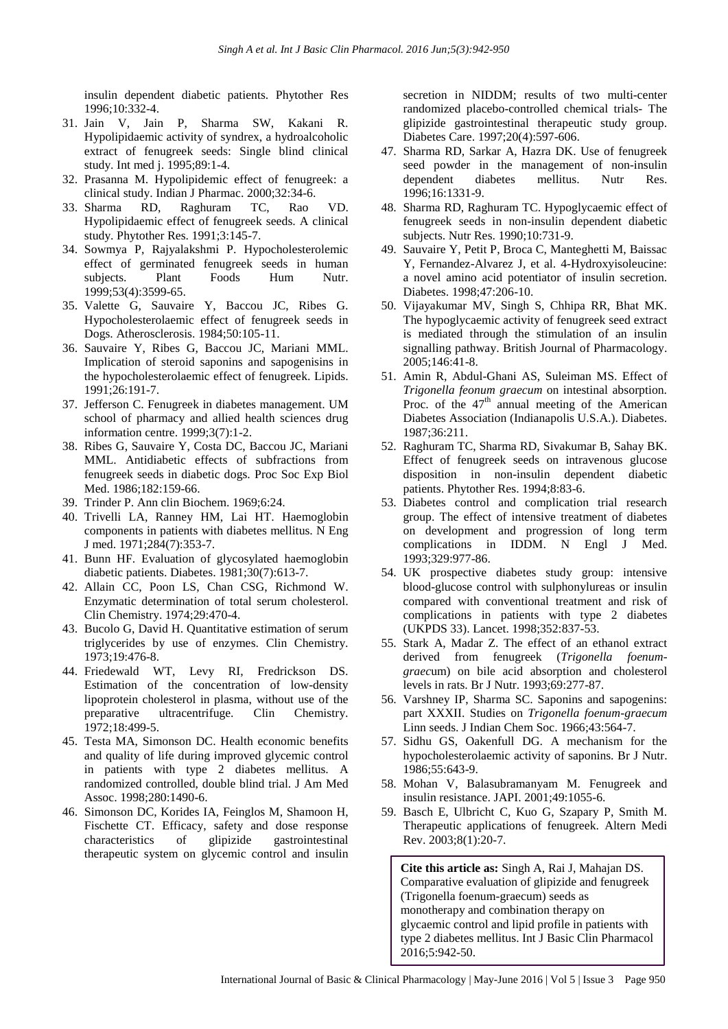insulin dependent diabetic patients. Phytother Res 1996;10:332-4.

31. Jain V, Jain P, Sharma SW, Kakani R. Hypolipidaemic activity of syndrex, a hydroalcoholic extract of fenugreek seeds: Single blind clinical study. Int med j. 1995;89:1-4.
32. Prasanna M. Hypolipidemic effect of fenugreek: a clinical study. Indian J Pharmac. 2000;32:34-6.
33. Sharma RD, Raghuram TC, Rao VD. Hypolipidaemic effect of fenugreek seeds. A clinical study. Phytother Res. 1991;3:145-7.
34. Sowmya P, Rajyalakshmi P. Hypocholesterolemic effect of germinated fenugreek seeds in human subjects. Plant Foods Hum Nutr. 1999;53(4):3599-65.
35. Valette G, Sauvaire Y, Baccou JC, Ribes G. Hypocholesterolaemic effect of fenugreek seeds in Dogs. Atherosclerosis. 1984;50:105-11.
36. Sauvaire Y, Ribes G, Baccou JC, Mariani MML. Implication of steroid saponins and sapogenisins in the hypocholesterolaemic effect of fenugreek. Lipids. 1991;26:191-7.
37. Jefferson C. Fenugreek in diabetes management. UM school of pharmacy and allied health sciences drug information centre. 1999;3(7):1-2.
38. Ribes G, Sauvaire Y, Costa DC, Baccou JC, Mariani MML. Antidiabetic effects of subfractions from fenugreek seeds in diabetic dogs. Proc Soc Exp Biol Med. 1986;182:159-66.
39. Trinder P. Ann clin Biochem. 1969;6:24.
40. Trivelli LA, Ranney HM, Lai HT. Haemoglobin components in patients with diabetes mellitus. N Eng J med. 1971;284(7):353-7.
41. Bunn HF. Evaluation of glycosylated haemoglobin diabetic patients. Diabetes. 1981;30(7):613-7.
42. Allain CC, Poon LS, Chan CSG, Richmond W. Enzymatic determination of total serum cholesterol. Clin Chemistry. 1974;29:470-4.
43. Bucolo G, David H. Quantitative estimation of serum triglycerides by use of enzymes. Clin Chemistry. 1973;19:476-8.
44. Friedewald WT, Levy RI, Fredrickson DS. Estimation of the concentration of low-density lipoprotein cholesterol in plasma, without use of the preparative ultracentrifuge. Clin Chemistry. 1972;18:499-5.
45. Testa MA, Simonson DC. Health economic benefits and quality of life during improved glycemic control in patients with type 2 diabetes mellitus. A randomized controlled, double blind trial. J Am Med Assoc. 1998;280:1490-6.
46. Simonson DC, Korides IA, Feinglos M, Shamoon H, Fischette CT. Efficacy, safety and dose response characteristics of glipizide gastrointestinal therapeutic system on glycemic control and insulin secretion in NIDDM; results of two multi-center randomized placebo-controlled chemical trials- The glipizide gastrointestinal therapeutic study group. Diabetes Care. 1997;20(4):597-606.
47. Sharma RD, Sarkar A, Hazra DK. Use of fenugreek seed powder in the management of non-insulin dependent diabetes mellitus. Nutr Res. 1996;16:1331-9.
48. Sharma RD, Raghuram TC. Hypoglycaemic effect of fenugreek seeds in non-insulin dependent diabetic subjects. Nutr Res. 1990;10:731-9.
49. Sauvaire Y, Petit P, Broca C, Manteghetti M, Baissac Y, Fernandez-Alvarez J, et al. 4-Hydroxyisoleucine: a novel amino acid potentiator of insulin secretion. Diabetes. 1998;47:206-10.
50. Vijayakumar MV, Singh S, Chhipa RR, Bhat MK. The hypoglycaemic activity of fenugreek seed extract is mediated through the stimulation of an insulin signalling pathway. British Journal of Pharmacology. 2005;146:41-8.
51. Amin R, Abdul-Ghani AS, Suleiman MS. Effect of *Trigonella feonum graecum* on intestinal absorption. Proc. of the 47th annual meeting of the American Diabetes Association (Indianapolis U.S.A.). Diabetes. 1987;36:211.
52. Raghuram TC, Sharma RD, Sivakumar B, Sahay BK. Effect of fenugreek seeds on intravenous glucose disposition in non-insulin dependent diabetic patients. Phytother Res. 1994;8:83-6.
53. Diabetes control and complication trial research group. The effect of intensive treatment of diabetes on development and progression of long term complications in IDDM. N Engl J Med. 1993;329:977-86.
54. UK prospective diabetes study group: intensive blood-glucose control with sulphonylureas or insulin compared with conventional treatment and risk of complications in patients with type 2 diabetes (UKPDS 33). Lancet. 1998;352:837-53.
55. Stark A, Madar Z. The effect of an ethanol extract derived from fenugreek (*Trigonella foenum-graecum*) on bile acid absorption and cholesterol levels in rats. Br J Nutr. 1993;69:277-87.
56. Varshney IP, Sharma SC. Saponins and sapogenins: part XXXII. Studies on *Trigonella foenum-graecum* Linn seeds. J Indian Chem Soc. 1966;43:564-7.
57. Sidhu GS, Oakenfull DG. A mechanism for the hypocholesterolaemic activity of saponins. Br J Nutr. 1986;55:643-9.
58. Mohan V, Balasubramanyam M. Fenugreek and insulin resistance. JAPI. 2001;49:1055-6.
59. Basch E, Ulbricht C, Kuo G, Szapary P, Smith M. Therapeutic applications of fenugreek. Altern Medi Rev. 2003;8(1):20-7.

**Cite this article as:** Singh A, Rai J, Mahajan DS. Comparative evaluation of glipizide and fenugreek (Trigonella foenum-graecum) seeds as monotherapy and combination therapy on glycaemic control and lipid profile in patients with type 2 diabetes mellitus. Int J Basic Clin Pharmacol 2016;5:942-50.